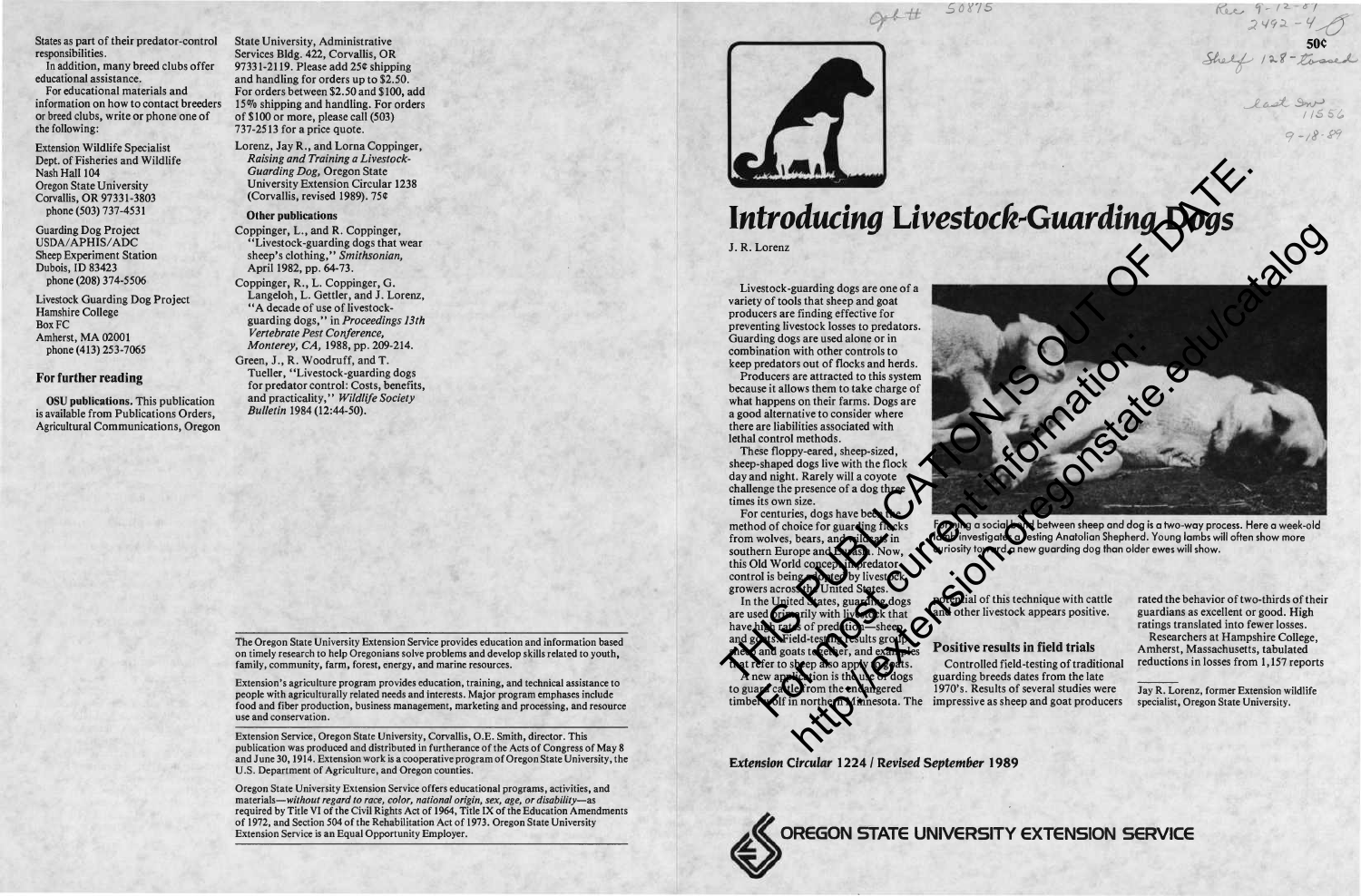THIS PUBLICATION IS OUT OF DATE.
For most current information:
http://extension.oregonstate.edu/catalog

# Introducing Livestock-Guarding Dogs

J. R. Lorenz

Livestock-guarding dogs are one of a variety of tools that sheep and goat producers are finding effective for preventing livestock losses to predators. Guarding dogs are used alone or in combination with other controls to keep predators out of flocks and herds.

Producers are attracted to this system because it allows them to take charge of what happens on their farms. Dogs are a good alternative to consider where there are liabilities associated with lethal control methods.

These floppy-eared, sheep-sized, sheep-shaped dogs live with the flock day and night. Rarely will a coyote challenge the presence of a dog three times its own size.

For centuries, dogs have been the method of choice for guarding flocks from wolves, bears, and wildcats in southern Europe and Eurasia. Now, this Old World concept in predator control is being adopted by livestock growers across the United States.

In the United States, guarding dogs are used primarily with livestock that have high rates of predation—sheep and goats. Field-testing results group sheep and goats together, and examples that refer to sheep also apply to goats.

A new application is the use of dogs to guard cattle from the endangered timber wolf in northern Minnesota. The potential of this technique with cattle and other livestock appears positive.

Forming a social bond between sheep and dog is a two-way process. Here a week-old lamb investigates a resting Anatolian Shepherd. Young lambs will often show more curiosity toward a new guarding dog than older ewes will show.

## Positive results in field trials

Controlled field-testing of traditional guarding breeds dates from the late 1970's. Results of several studies were impressive as sheep and goat producers rated the behavior of two-thirds of their guardians as excellent or good. High ratings translated into fewer losses.

Researchers at Hampshire College, Amherst, Massachusetts, tabulated reductions in losses from 1,157 reports

Jay R. Lorenz, former Extension wildlife specialist, Oregon State University.

*Extension Circular 1224 / Revised September 1989*

OREGON STATE UNIVERSITY EXTENSION SERVICE

States as part of their predator-control responsibilities.

In addition, many breed clubs offer educational assistance.

For educational materials and information on how to contact breeders or breed clubs, write or phone one of the following:

Extension Wildlife Specialist
Dept. of Fisheries and Wildlife
Nash Hall 104
Oregon State University
Corvallis, OR 97331-3803
phone (503) 737-4531

Guarding Dog Project
USDA/APHIS/ADC
Sheep Experiment Station
Dubois, ID 83423
phone (208) 374-5506

Livestock Guarding Dog Project
Hamshire College
Box FC
Amherst, MA 01002
phone (413) 253-7065

## For further reading

**OSU publications.** This publication is available from Publications Orders, Agricultural Communications, Oregon State University, Administrative Services Bldg. 422, Corvallis, OR 97331-2119. Please add 25¢ shipping and handling for orders up to $2.50. For orders between $2.50 and $100, add 15% shipping and handling. For orders of $100 or more, please call (503) 737-2513 for a price quote.

Lorenz, Jay R., and Lorna Coppinger, *Raising and Training a Livestock-Guarding Dog,* Oregon State University Extension Circular 1238 (Corvallis, revised 1989). 75¢

**Other publications**

Coppinger, L., and R. Coppinger, "Livestock-guarding dogs that wear sheep's clothing," *Smithsonian,* April 1982, pp. 64-73.

Coppinger, R., L. Coppinger, G. Langeloh, L. Gettler, and J. Lorenz, "A decade of use of livestock-guarding dogs," in *Proceedings 13th Vertebrate Pest Conference, Monterey, CA,* 1988, pp. 209-214.

Green, J., R. Woodruff, and T. Tueller, "Livestock-guarding dogs for predator control: Costs, benefits, and practicality," *Wildlife Society Bulletin* 1984 (12:44-50).

The Oregon State University Extension Service provides education and information based on timely research to help Oregonians solve problems and develop skills related to youth, family, community, farm, forest, energy, and marine resources.

Extension's agriculture program provides education, training, and technical assistance to people with agriculturally related needs and interests. Major program emphases include food and fiber production, business management, marketing and processing, and resource use and conservation.

Extension Service, Oregon State University, Corvallis, O.E. Smith, director. This publication was produced and distributed in furtherance of the Acts of Congress of May 8 and June 30, 1914. Extension work is a cooperative program of Oregon State University, the U.S. Department of Agriculture, and Oregon counties.

Oregon State University Extension Service offers educational programs, activities, and materials—*without regard to race, color, national origin, sex, age, or disability*—as required by Title VI of the Civil Rights Act of 1964, Title IX of the Education Amendments of 1972, and Section 504 of the Rehabilitation Act of 1973. Oregon State University Extension Service is an Equal Opportunity Employer.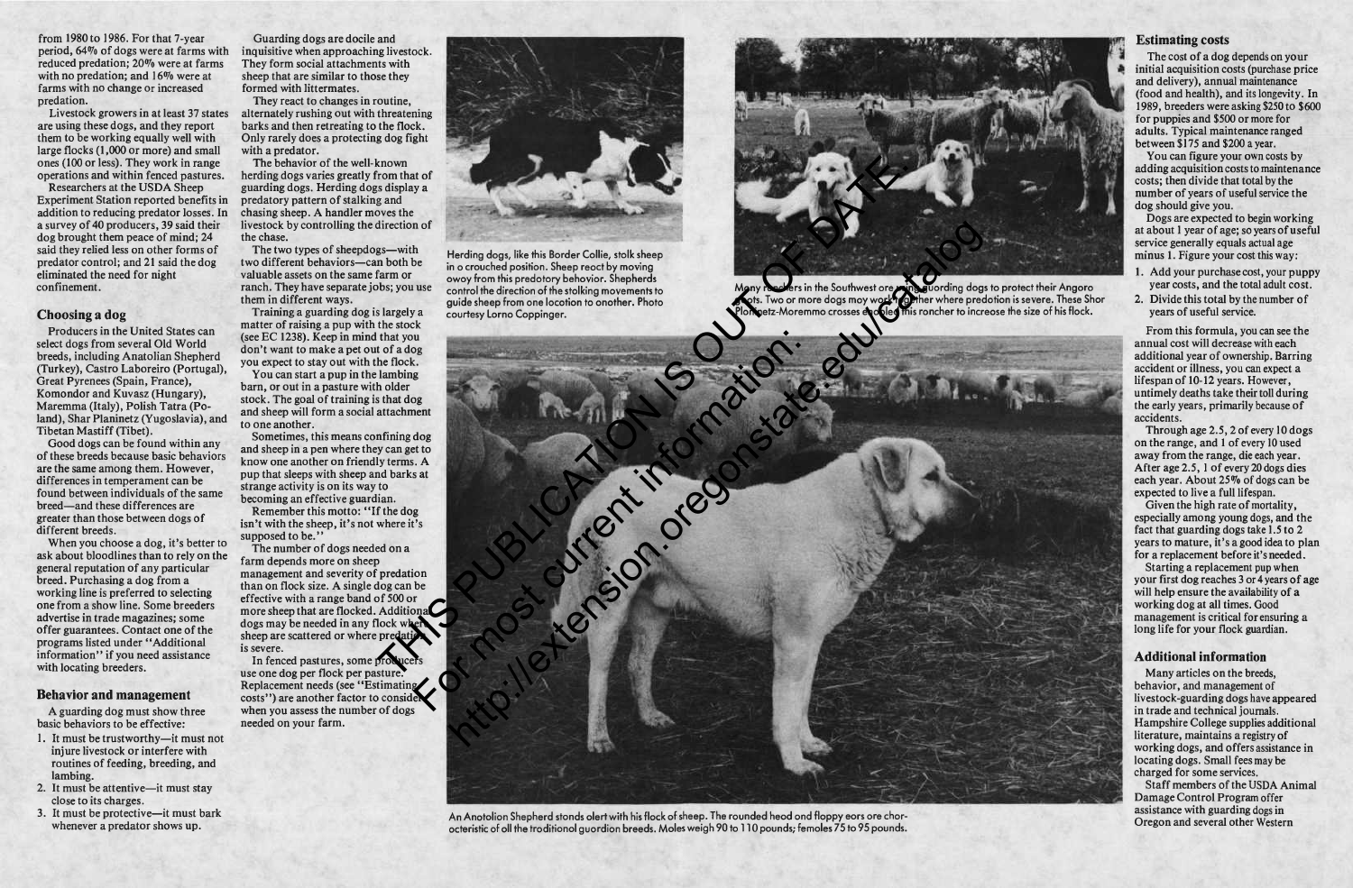from 1980 to 1986. For that 7-year period, 64% of dogs were at farms with reduced predation; 20% were at farms with no predation; and 16% were at farms with no change or increased predation.

Livestock growers in at least 37 states are using these dogs, and they report them to be working equally well with large flocks (1,000 or more) and small ones (100 or less). They work in range operations and within fenced pastures.

Researchers at the USDA Sheep Experiment Station reported benefits in addition to reducing predator losses. In a survey of 40 producers, 39 said their dog brought them peace of mind; 24 said they relied less on other forms of predator control; and 21 said the dog eliminated the need for night confinement.

## Choosing a dog

Producers in the United States can select dogs from several Old World breeds, including Anatolian Shepherd (Turkey), Castro Laboreiro (Portugal), Great Pyrenees (Spain, France), Komondor and Kuvasz (Hungary), Maremma (Italy), Polish Tatra (Poland), Shar Planinetz (Yugoslavia), and Tibetan Mastiff (Tibet).

Good dogs can be found within any of these breeds because basic behaviors are the same among them. However, differences in temperament can be found between individuals of the same breed—and these differences are greater than those between dogs of different breeds.

When you choose a dog, it's better to ask about bloodlines than to rely on the general reputation of any particular breed. Purchasing a dog from a working line is preferred to selecting one from a show line. Some breeders advertise in trade magazines; some offer guarantees. Contact one of the programs listed under "Additional information" if you need assistance with locating breeders.

## Behavior and management

A guarding dog must show three basic behaviors to be effective:

1. It must be trustworthy—it must not injure livestock or interfere with routines of feeding, breeding, and lambing.
2. It must be attentive—it must stay close to its charges.
3. It must be protective—it must bark whenever a predator shows up.

Guarding dogs are docile and inquisitive when approaching livestock. They form social attachments with sheep that are similar to those they formed with littermates.

They react to changes in routine, alternately rushing out with threatening barks and then retreating to the flock. Only rarely does a protecting dog fight with a predator.

The behavior of the well-known herding dogs varies greatly from that of guarding dogs. Herding dogs display a predatory pattern of stalking and chasing sheep. A handler moves the livestock by controlling the direction of the chase.

The two types of sheepdogs—with two different behaviors—can both be valuable assets on the same farm or ranch. They have separate jobs; you use them in different ways.

Training a guarding dog is largely a matter of raising a pup with the stock (see EC 1238). Keep in mind that you don't want to make a pet out of a dog you expect to stay out with the flock.

You can start a pup in the lambing barn, or out in a pasture with older stock. The goal of training is that dog and sheep will form a social attachment to one another.

Sometimes, this means confining dog and sheep in a pen where they can get to know one another on friendly terms. A pup that sleeps with sheep and barks at strange activity is on its way to becoming an effective guardian.

Remember this motto: "If the dog isn't with the sheep, it's not where it's supposed to be."

The number of dogs needed on a farm depends more on sheep management and severity of predation than on flock size. A single dog can be effective with a range band of 500 or more sheep that are flocked. Additional dogs may be needed in any flock where sheep are scattered or where predation is severe.

In fenced pastures, some producers use one dog per flock per pasture. Replacement needs (see "Estimating costs") are another factor to consider when you assess the number of dogs needed on your farm.

Herding dogs, like this Border Collie, stalk sheep in a crouched position. Sheep react by moving away from this predatory behavior. Shepherds control the direction of the stalking movements to guide sheep from one location to another. Photo courtesy Lorna Coppinger.

Many ranchers in the Southwest are using guarding dogs to protect their Angora goats. Two or more dogs may work together where predation is severe. These Shar Planinetz-Maremma crosses allowed this rancher to increase the size of his flock.

An Anatolian Shepherd stands alert with his flock of sheep. The rounded head and floppy ears are characteristic of all the traditional guardian breeds. Males weigh 90 to 110 pounds; females 75 to 95 pounds.

## Estimating costs

The cost of a dog depends on your initial acquisition costs (purchase price and delivery), annual maintenance (food and health), and its longevity. In 1989, breeders were asking $250 to $600 for puppies and $500 or more for adults. Typical maintenance ranged between $175 and $200 a year.

You can figure your own costs by adding acquisition costs to maintenance costs; then divide that total by the number of years of useful service the dog should give you.

Dogs are expected to begin working at about 1 year of age; so years of useful service generally equals actual age minus 1. Figure your cost this way:

1. Add your purchase cost, your puppy year costs, and the total adult cost.
2. Divide this total by the number of years of useful service.

From this formula, you can see the annual cost will decrease with each additional year of ownership. Barring accident or illness, you can expect a lifespan of 10-12 years. However, untimely deaths take their toll during the early years, primarily because of accidents.

Through age 2.5, 2 of every 10 dogs on the range, and 1 of every 10 used away from the range, die each year. After age 2.5, 1 of every 20 dogs dies each year. About 25% of dogs can be expected to live a full lifespan.

Given the high rate of mortality, especially among young dogs, and the fact that guarding dogs take 1.5 to 2 years to mature, it's a good idea to plan for a replacement before it's needed.

Starting a replacement pup when your first dog reaches 3 or 4 years of age will help ensure the availability of a working dog at all times. Good management is critical for ensuring a long life for your flock guardian.

## Additional information

Many articles on the breeds, behavior, and management of livestock-guarding dogs have appeared in trade and technical journals. Hampshire College supplies additional literature, maintains a registry of working dogs, and offers assistance in locating dogs. Small fees may be charged for some services.

Staff members of the USDA Animal Damage Control Program offer assistance with guarding dogs in Oregon and several other Western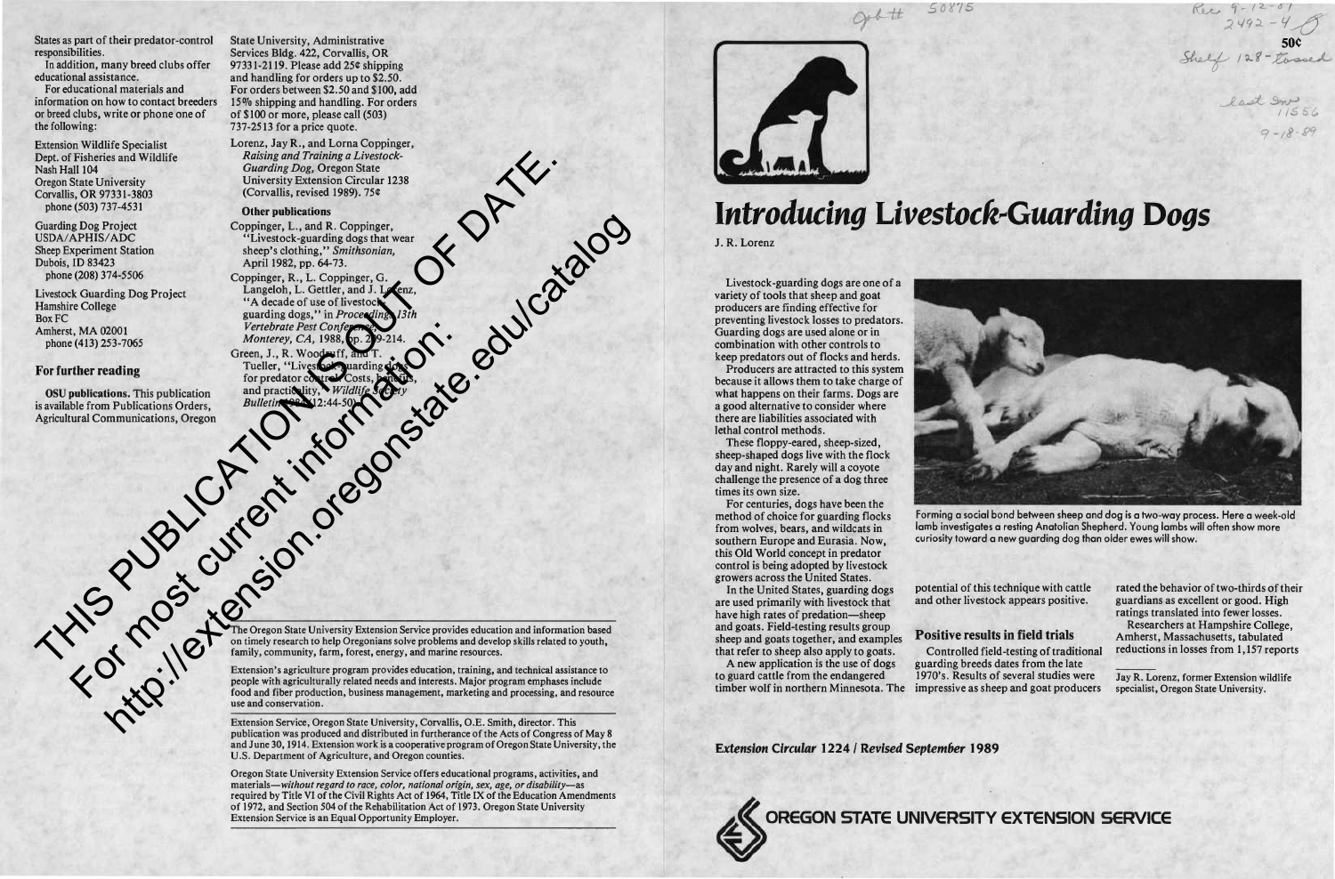States as part of their predator-control responsibilities.

In addition, many breed clubs offer educational assistance.

For educational materials and information on how to contact breeders or breed clubs, write or phone one of the following:

Extension Wildlife Specialist
Dept. of Fisheries and Wildlife
Nash Hall 104
Oregon State University
Corvallis, OR 97331-3803
phone (503) 737-4531

Guarding Dog Project
USDA/APHIS/ADC
Sheep Experiment Station
Dubois, ID 83423
phone (208) 374-5506

Livestock Guarding Dog Project
Hamshire College
Box FC
Amherst, MA 02001
phone (413) 253-7065

## For further reading

**OSU publications.** This publication is available from Publications Orders, Agricultural Communications, Oregon State University, Administrative Services Bldg. 422, Corvallis, OR 97331-2119. Please add 25¢ shipping and handling for orders up to $2.50. For orders between $2.50 and $100, add 15% shipping and handling. For orders of $100 or more, please call (503) 737-2513 for a price quote.

Lorenz, Jay R., and Lorna Coppinger, *Raising and Training a Livestock-Guarding Dog,* Oregon State University Extension Circular 1238 (Corvallis, revised 1989). 75¢

**Other publications**

Coppinger, L., and R. Coppinger, "Livestock-guarding dogs that wear sheep's clothing," *Smithsonian,* April 1982, pp. 64-73.

Coppinger, R., L. Coppinger, G. Langeloh, L. Gettler, and J. Lorenz, "A decade of use of livestock guarding dogs," in *Proceedings 13th Vertebrate Pest Conference, Monterey, CA,* 1988, pp. 209-214.

Green, J., R. Woodruff, and T. Tueller, "Livestock-guarding dogs for predator control: Costs, benefits, and practicality," *Wildlife Society Bulletin* 1984 12:44-50.

THIS PUBLICATION IS OUT OF DATE.
For most current information:
http://extension.oregonstate.edu/catalog

The Oregon State University Extension Service provides education and information based on timely research to help Oregonians solve problems and develop skills related to youth, family, community, farm, forest, energy, and marine resources.

Extension's agriculture program provides education, training, and technical assistance to people with agriculturally related needs and interests. Major program emphases include food and fiber production, business management, marketing and processing, and resource use and conservation.

Extension Service, Oregon State University, Corvallis, O.E. Smith, director. This publication was produced and distributed in furtherance of the Acts of Congress of May 8 and June 30, 1914. Extension work is a cooperative program of Oregon State University, the U.S. Department of Agriculture, and Oregon counties.

Oregon State University Extension Service offers educational programs, activities, and materials—*without regard to race, color, national origin, sex, age, or disability*—as required by Title VI of the Civil Rights Act of 1964, Title IX of the Education Amendments of 1972, and Section 504 of the Rehabilitation Act of 1973. Oregon State University Extension Service is an Equal Opportunity Employer.

50¢

# Introducing Livestock-Guarding Dogs

J. R. Lorenz

Livestock-guarding dogs are one of a variety of tools that sheep and goat producers are finding effective for preventing livestock losses to predators. Guarding dogs are used alone or in combination with other controls to keep predators out of flocks and herds.

Producers are attracted to this system because it allows them to take charge of what happens on their farms. Dogs are a good alternative to consider where there are liabilities associated with lethal control methods.

These floppy-eared, sheep-sized, sheep-shaped dogs live with the flock day and night. Rarely will a coyote challenge the presence of a dog three times its own size.

For centuries, dogs have been the method of choice for guarding flocks from wolves, bears, and wildcats in southern Europe and Eurasia. Now, this Old World concept in predator control is being adopted by livestock growers across the United States.

In the United States, guarding dogs are used primarily with livestock that have high rates of predation—sheep and goats. Field-testing results group sheep and goats together, and examples that refer to sheep also apply to goats.

A new application is the use of dogs to guard cattle from the endangered timber wolf in northern Minnesota. The potential of this technique with cattle and other livestock appears positive.

Forming a social bond between sheep and dog is a two-way process. Here a week-old lamb investigates a resting Anatolian Shepherd. Young lambs will often show more curiosity toward a new guarding dog than older ewes will show.

## Positive results in field trials

Controlled field-testing of traditional guarding breeds dates from the late 1970's. Results of several studies were impressive as sheep and goat producers rated the behavior of two-thirds of their guardians as excellent or good. High ratings translated into fewer losses.

Researchers at Hampshire College, Amherst, Massachusetts, tabulated reductions in losses from 1,157 reports

Jay R. Lorenz, former Extension wildlife specialist, Oregon State University.

***Extension Circular 1224 / Revised September 1989***

OREGON STATE UNIVERSITY EXTENSION SERVICE